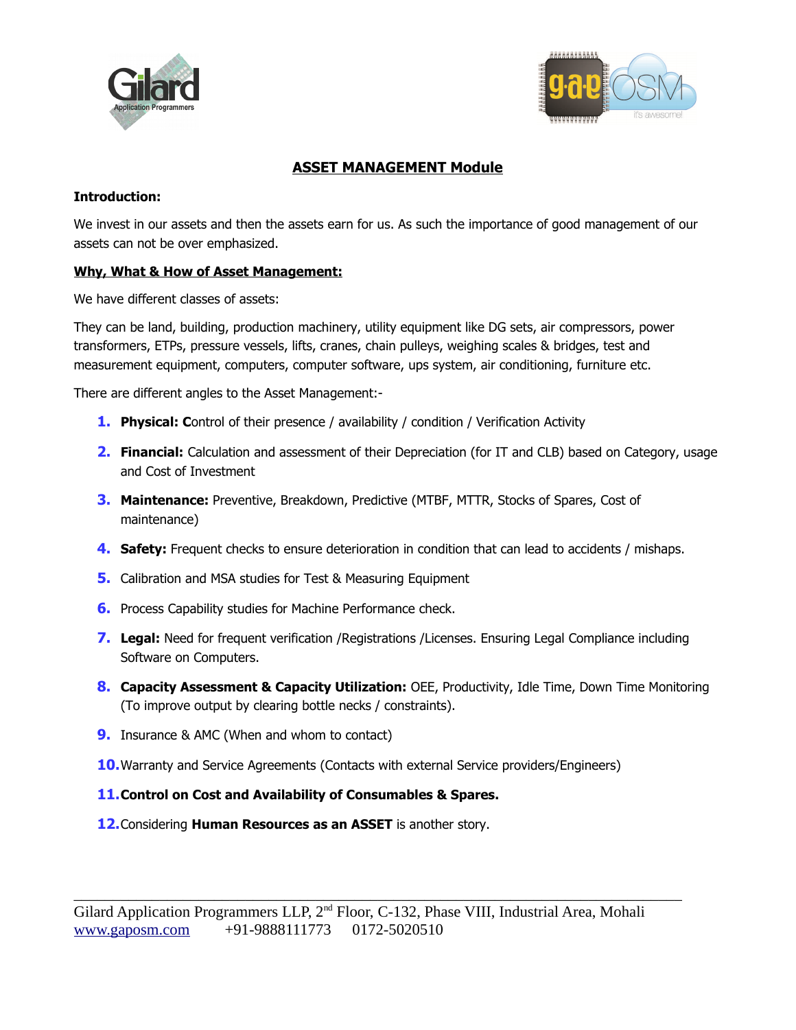# ASSET MANAGEMENT Module

**Introduction:**

We invest in our assets and then the assets earn for us. As such the importance of good management of our assets can not be over emphasized.

**Why, What & How of Asset Management:**

We have different classes of assets:

They can be land, building, production machinery, utility equipment like DG sets, air compressors, power transformers, ETPs, pressure vessels, lifts, cranes, chain pulleys, weighing scales & bridges, test and measurement equipment, computers, computer software, ups system, air conditioning, furniture etc.

There are different angles to the Asset Management:-

1. **Physical: C**ontrol of their presence / availability / condition / Verification Activity
2. **Financial:** Calculation and assessment of their Depreciation (for IT and CLB) based on Category, usage and Cost of Investment
3. **Maintenance:** Preventive, Breakdown, Predictive (MTBF, MTTR, Stocks of Spares, Cost of maintenance)
4. **Safety:** Frequent checks to ensure deterioration in condition that can lead to accidents / mishaps.
5. Calibration and MSA studies for Test & Measuring Equipment
6. Process Capability studies for Machine Performance check.
7. **Legal:** Need for frequent verification /Registrations /Licenses. Ensuring Legal Compliance including Software on Computers.
8. **Capacity Assessment & Capacity Utilization:** OEE, Productivity, Idle Time, Down Time Monitoring (To improve output by clearing bottle necks / constraints).
9. Insurance & AMC (When and whom to contact)
10. Warranty and Service Agreements (Contacts with external Service providers/Engineers)
11. **Control on Cost and Availability of Consumables & Spares.**
12. Considering **Human Resources as an ASSET** is another story.

Gilard Application Programmers LLP, 2nd Floor, C-132, Phase VIII, Industrial Area, Mohali
www.gaposm.com +91-9888111773 0172-5020510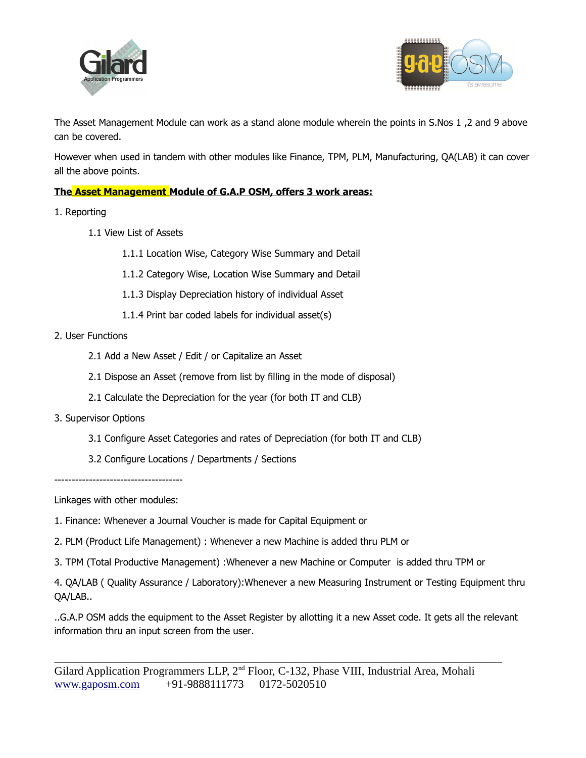The Asset Management Module can work as a stand alone module wherein the points in S.Nos 1 ,2 and 9 above can be covered.

However when used in tandem with other modules like Finance, TPM, PLM, Manufacturing, QA(LAB) it can cover all the above points.

**The Asset Management Module of G.A.P OSM, offers 3 work areas:**

1. Reporting
    - 1.1 View List of Assets
        - 1.1.1 Location Wise, Category Wise Summary and Detail
        - 1.1.2 Category Wise, Location Wise Summary and Detail
        - 1.1.3 Display Depreciation history of individual Asset
        - 1.1.4 Print bar coded labels for individual asset(s)
2. User Functions
    - 2.1 Add a New Asset / Edit / or Capitalize an Asset
    - 2.1 Dispose an Asset (remove from list by filling in the mode of disposal)
    - 2.1 Calculate the Depreciation for the year (for both IT and CLB)
3. Supervisor Options
    - 3.1 Configure Asset Categories and rates of Depreciation (for both IT and CLB)
    - 3.2 Configure Locations / Departments / Sections

-------------------------------------

Linkages with other modules:

1. Finance: Whenever a Journal Voucher is made for Capital Equipment or
2. PLM (Product Life Management) : Whenever a new Machine is added thru PLM or
3. TPM (Total Productive Management) :Whenever a new Machine or Computer is added thru TPM or
4. QA/LAB ( Quality Assurance / Laboratory):Whenever a new Measuring Instrument or Testing Equipment thru QA/LAB..

..G.A.P OSM adds the equipment to the Asset Register by allotting it a new Asset code. It gets all the relevant information thru an input screen from the user.